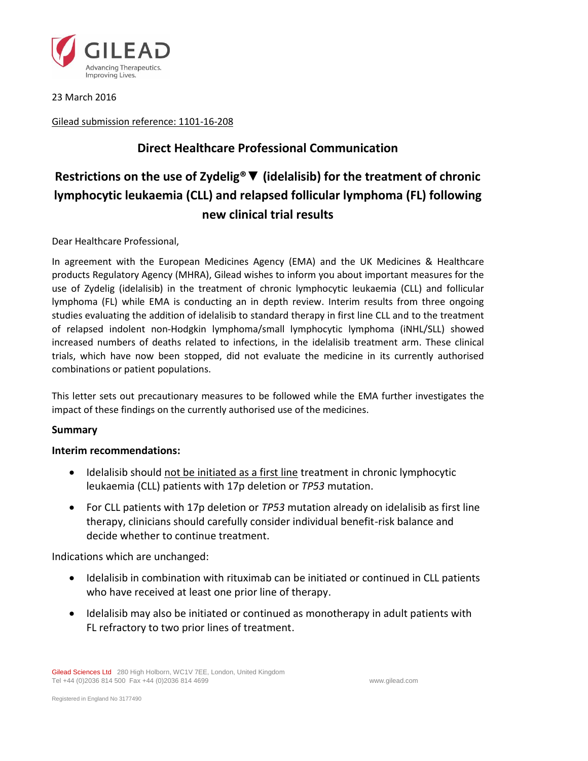23 March 2016

Gilead submission reference: 1101-16-208

## Direct Healthcare Professional Communication

# Restrictions on the use of Zydelig®▼ (idelalisib) for the treatment of chronic lymphocytic leukaemia (CLL) and relapsed follicular lymphoma (FL) following new clinical trial results

Dear Healthcare Professional,

In agreement with the European Medicines Agency (EMA) and the UK Medicines & Healthcare products Regulatory Agency (MHRA), Gilead wishes to inform you about important measures for the use of Zydelig (idelalisib) in the treatment of chronic lymphocytic leukaemia (CLL) and follicular lymphoma (FL) while EMA is conducting an in depth review. Interim results from three ongoing studies evaluating the addition of idelalisib to standard therapy in first line CLL and to the treatment of relapsed indolent non-Hodgkin lymphoma/small lymphocytic lymphoma (iNHL/SLL) showed increased numbers of deaths related to infections, in the idelalisib treatment arm. These clinical trials, which have now been stopped, did not evaluate the medicine in its currently authorised combinations or patient populations.

This letter sets out precautionary measures to be followed while the EMA further investigates the impact of these findings on the currently authorised use of the medicines.

**Summary**

**Interim recommendations:**

- Idelalisib should not be initiated as a first line treatment in chronic lymphocytic leukaemia (CLL) patients with 17p deletion or *TP53* mutation.
- For CLL patients with 17p deletion or *TP53* mutation already on idelalisib as first line therapy, clinicians should carefully consider individual benefit-risk balance and decide whether to continue treatment.

Indications which are unchanged:

- Idelalisib in combination with rituximab can be initiated or continued in CLL patients who have received at least one prior line of therapy.
- Idelalisib may also be initiated or continued as monotherapy in adult patients with FL refractory to two prior lines of treatment.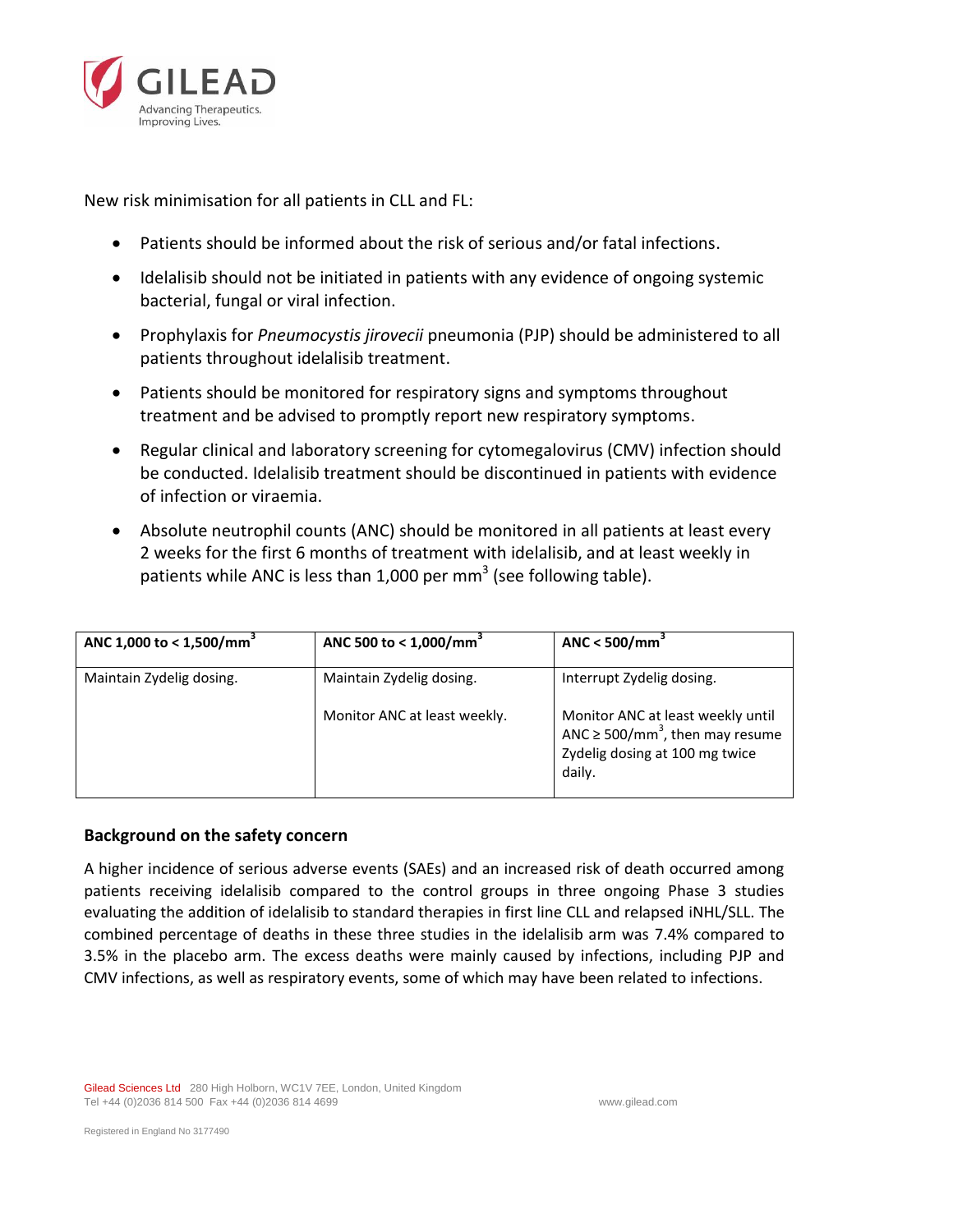New risk minimisation for all patients in CLL and FL:

- Patients should be informed about the risk of serious and/or fatal infections.
- Idelalisib should not be initiated in patients with any evidence of ongoing systemic bacterial, fungal or viral infection.
- Prophylaxis for *Pneumocystis jirovecii* pneumonia (PJP) should be administered to all patients throughout idelalisib treatment.
- Patients should be monitored for respiratory signs and symptoms throughout treatment and be advised to promptly report new respiratory symptoms.
- Regular clinical and laboratory screening for cytomegalovirus (CMV) infection should be conducted. Idelalisib treatment should be discontinued in patients with evidence of infection or viraemia.
- Absolute neutrophil counts (ANC) should be monitored in all patients at least every 2 weeks for the first 6 months of treatment with idelalisib, and at least weekly in patients while ANC is less than 1,000 per $mm^3$ (see following table).

| **ANC 1,000 to < 1,500/$mm^3$** | **ANC 500 to < 1,000/$mm^3$** | **ANC < 500/$mm^3$** |
| --- | --- | --- |
| Maintain Zydelig dosing. | Maintain Zydelig dosing.<br><br>Monitor ANC at least weekly. | Interrupt Zydelig dosing.<br><br>Monitor ANC at least weekly until ANC ≥ 500/$mm^3$, then may resume Zydelig dosing at 100 mg twice daily. |

## Background on the safety concern

A higher incidence of serious adverse events (SAEs) and an increased risk of death occurred among patients receiving idelalisib compared to the control groups in three ongoing Phase 3 studies evaluating the addition of idelalisib to standard therapies in first line CLL and relapsed iNHL/SLL. The combined percentage of deaths in these three studies in the idelalisib arm was 7.4% compared to 3.5% in the placebo arm. The excess deaths were mainly caused by infections, including PJP and CMV infections, as well as respiratory events, some of which may have been related to infections.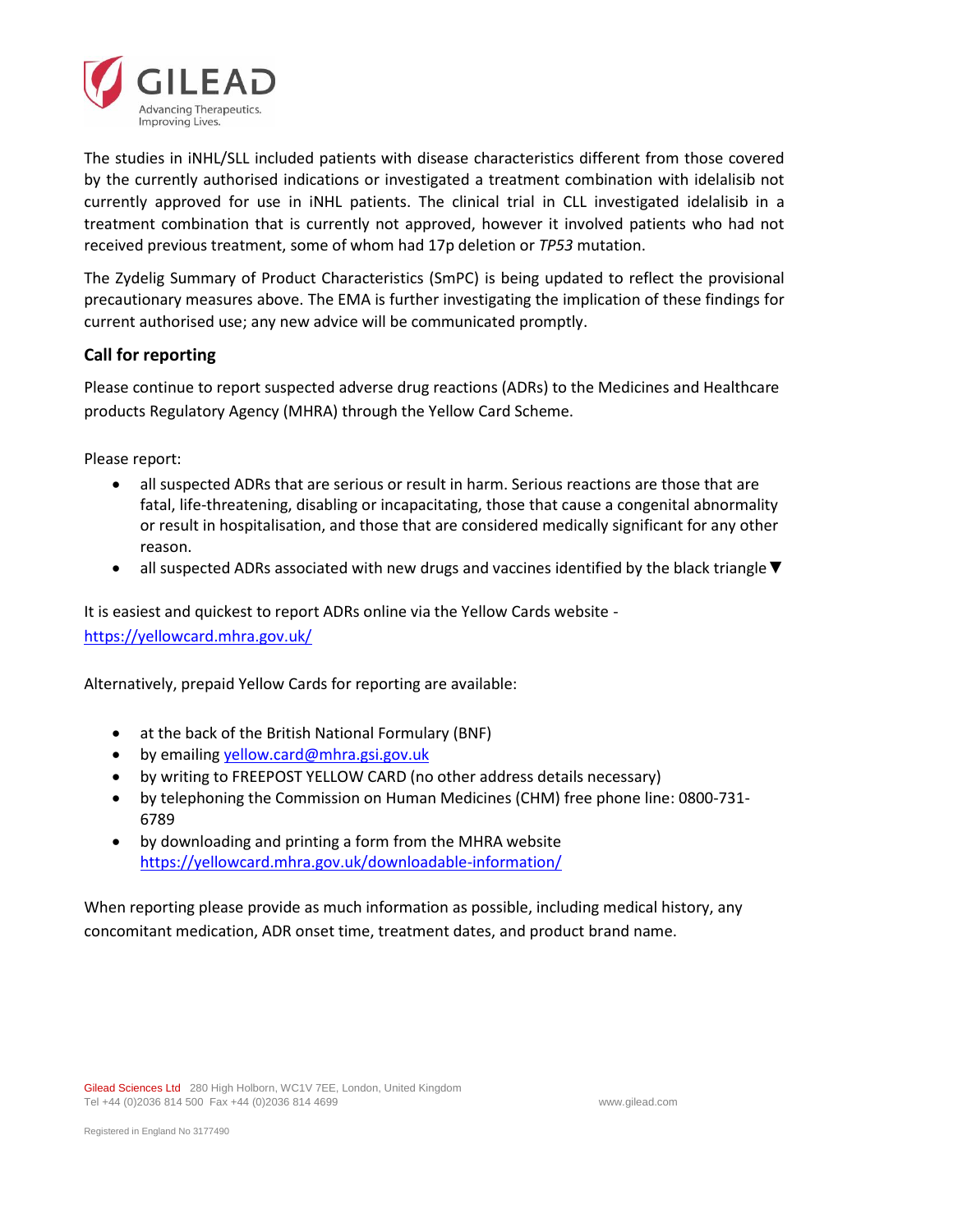The studies in iNHL/SLL included patients with disease characteristics different from those covered by the currently authorised indications or investigated a treatment combination with idelalisib not currently approved for use in iNHL patients. The clinical trial in CLL investigated idelalisib in a treatment combination that is currently not approved, however it involved patients who had not received previous treatment, some of whom had 17p deletion or *TP53* mutation.

The Zydelig Summary of Product Characteristics (SmPC) is being updated to reflect the provisional precautionary measures above. The EMA is further investigating the implication of these findings for current authorised use; any new advice will be communicated promptly.

## Call for reporting

Please continue to report suspected adverse drug reactions (ADRs) to the Medicines and Healthcare products Regulatory Agency (MHRA) through the Yellow Card Scheme.

Please report:

- all suspected ADRs that are serious or result in harm. Serious reactions are those that are fatal, life-threatening, disabling or incapacitating, those that cause a congenital abnormality or result in hospitalisation, and those that are considered medically significant for any other reason.
- all suspected ADRs associated with new drugs and vaccines identified by the black triangle ▼

It is easiest and quickest to report ADRs online via the Yellow Cards website - https://yellowcard.mhra.gov.uk/

Alternatively, prepaid Yellow Cards for reporting are available:

- at the back of the British National Formulary (BNF)
- by emailing yellow.card@mhra.gsi.gov.uk
- by writing to FREEPOST YELLOW CARD (no other address details necessary)
- by telephoning the Commission on Human Medicines (CHM) free phone line: 0800-731-6789
- by downloading and printing a form from the MHRA website https://yellowcard.mhra.gov.uk/downloadable-information/

When reporting please provide as much information as possible, including medical history, any concomitant medication, ADR onset time, treatment dates, and product brand name.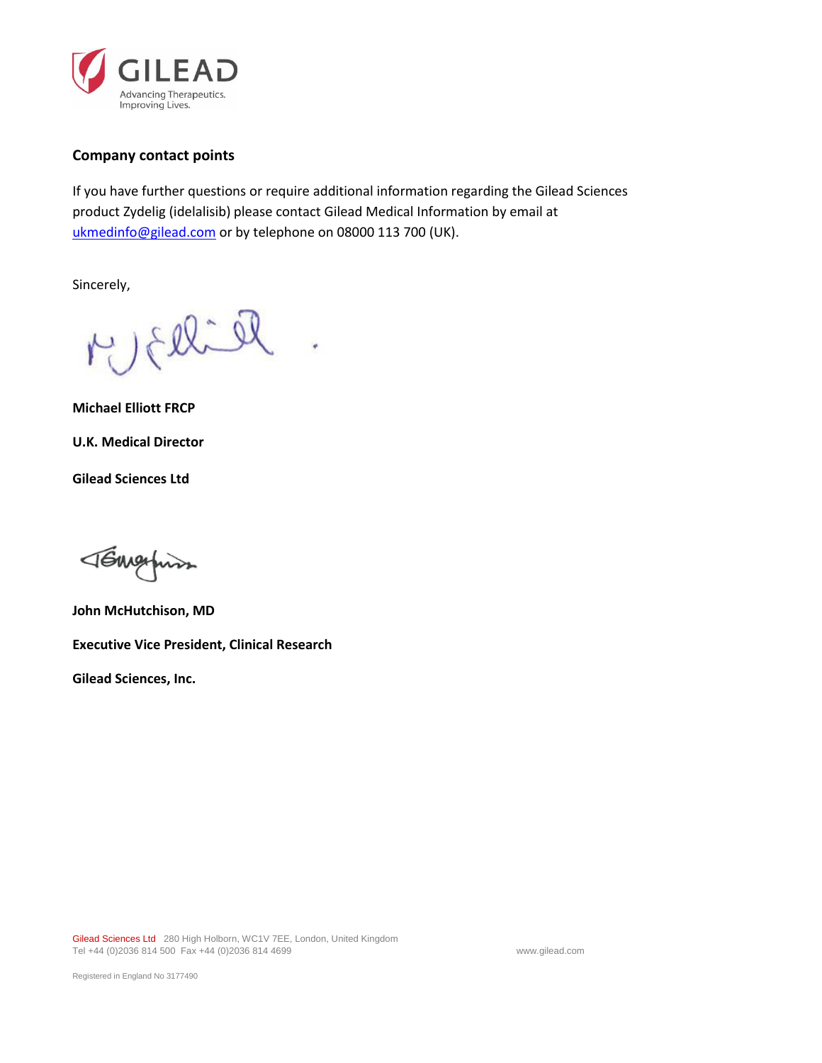## Company contact points

If you have further questions or require additional information regarding the Gilead Sciences product Zydelig (idelalisib) please contact Gilead Medical Information by email at ukmedinfo@gilead.com or by telephone on 08000 113 700 (UK).

Sincerely,

**Michael Elliott FRCP**

**U.K. Medical Director**

**Gilead Sciences Ltd**

**John McHutchison, MD**

**Executive Vice President, Clinical Research**

**Gilead Sciences, Inc.**

Gilead Sciences Ltd 280 High Holborn, WC1V 7EE, London, United Kingdom
Tel +44 (0)2036 814 500 Fax +44 (0)2036 814 4699 www.gilead.com

Registered in England No 3177490